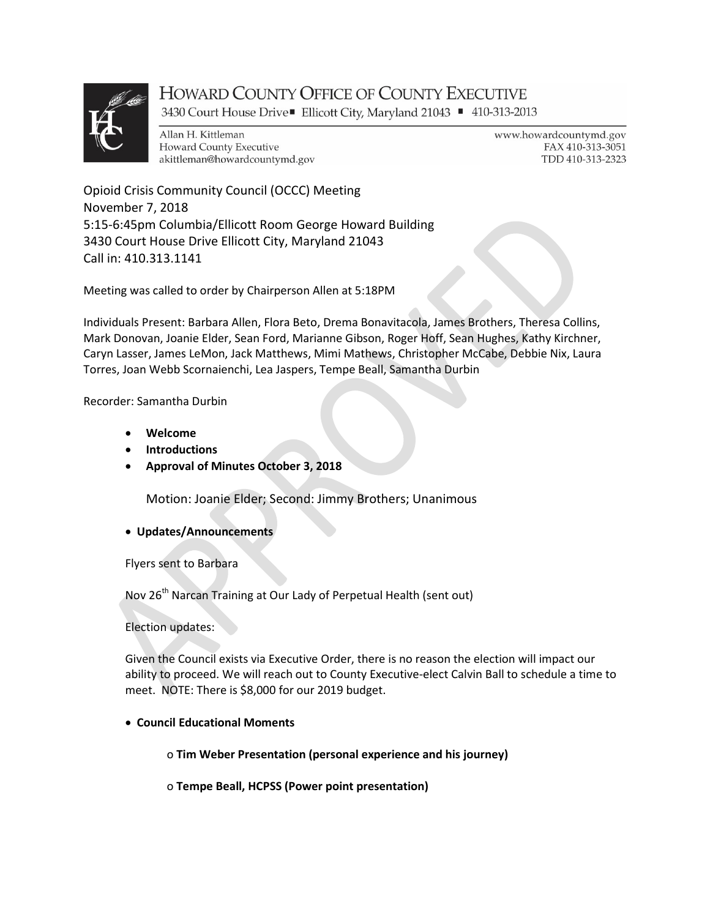HOWARD COUNTY OFFICE OF COUNTY EXECUTIVE
3430 Court House Drive ■ Ellicott City, Maryland 21043 ■ 410-313-2013

Allan H. Kittleman
Howard County Executive
akittleman@howardcountymd.gov

www.howardcountymd.gov
FAX 410-313-3051
TDD 410-313-2323

Opioid Crisis Community Council (OCCC) Meeting
November 7, 2018
5:15-6:45pm Columbia/Ellicott Room George Howard Building
3430 Court House Drive Ellicott City, Maryland 21043
Call in: 410.313.1141

Meeting was called to order by Chairperson Allen at 5:18PM

Individuals Present: Barbara Allen, Flora Beto, Drema Bonavitacola, James Brothers, Theresa Collins, Mark Donovan, Joanie Elder, Sean Ford, Marianne Gibson, Roger Hoff, Sean Hughes, Kathy Kirchner, Caryn Lasser, James LeMon, Jack Matthews, Mimi Mathews, Christopher McCabe, Debbie Nix, Laura Torres, Joan Webb Scornaienchi, Lea Jaspers, Tempe Beall, Samantha Durbin

Recorder: Samantha Durbin

- **Welcome**
- **Introductions**
- **Approval of Minutes October 3, 2018**

  Motion: Joanie Elder; Second: Jimmy Brothers; Unanimous

- **Updates/Announcements**

  Flyers sent to Barbara

  Nov 26th Narcan Training at Our Lady of Perpetual Health (sent out)

  Election updates:

  Given the Council exists via Executive Order, there is no reason the election will impact our ability to proceed. We will reach out to County Executive-elect Calvin Ball to schedule a time to meet. NOTE: There is $8,000 for our 2019 budget.

- **Council Educational Moments**

  - **Tim Weber Presentation (personal experience and his journey)**
  - **Tempe Beall, HCPSS (Power point presentation)**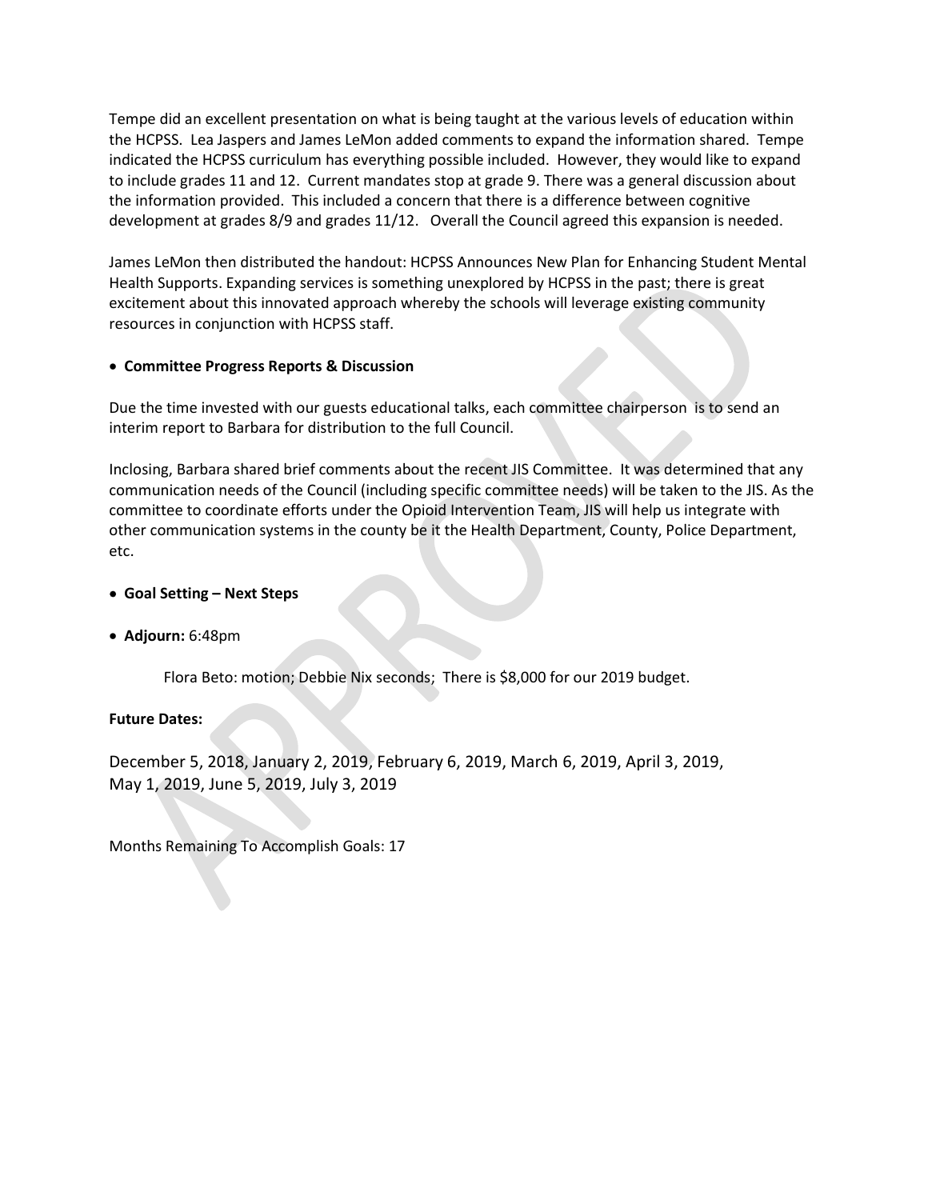Tempe did an excellent presentation on what is being taught at the various levels of education within the HCPSS. Lea Jaspers and James LeMon added comments to expand the information shared. Tempe indicated the HCPSS curriculum has everything possible included. However, they would like to expand to include grades 11 and 12. Current mandates stop at grade 9. There was a general discussion about the information provided. This included a concern that there is a difference between cognitive development at grades 8/9 and grades 11/12. Overall the Council agreed this expansion is needed.

James LeMon then distributed the handout: HCPSS Announces New Plan for Enhancing Student Mental Health Supports. Expanding services is something unexplored by HCPSS in the past; there is great excitement about this innovated approach whereby the schools will leverage existing community resources in conjunction with HCPSS staff.

- **Committee Progress Reports & Discussion**

Due the time invested with our guests educational talks, each committee chairperson is to send an interim report to Barbara for distribution to the full Council.

Inclosing, Barbara shared brief comments about the recent JIS Committee. It was determined that any communication needs of the Council (including specific committee needs) will be taken to the JIS. As the committee to coordinate efforts under the Opioid Intervention Team, JIS will help us integrate with other communication systems in the county be it the Health Department, County, Police Department, etc.

- **Goal Setting – Next Steps**
- **Adjourn:** 6:48pm

  Flora Beto: motion; Debbie Nix seconds; There is $8,000 for our 2019 budget.

**Future Dates:**

December 5, 2018, January 2, 2019, February 6, 2019, March 6, 2019, April 3, 2019, May 1, 2019, June 5, 2019, July 3, 2019

Months Remaining To Accomplish Goals: 17